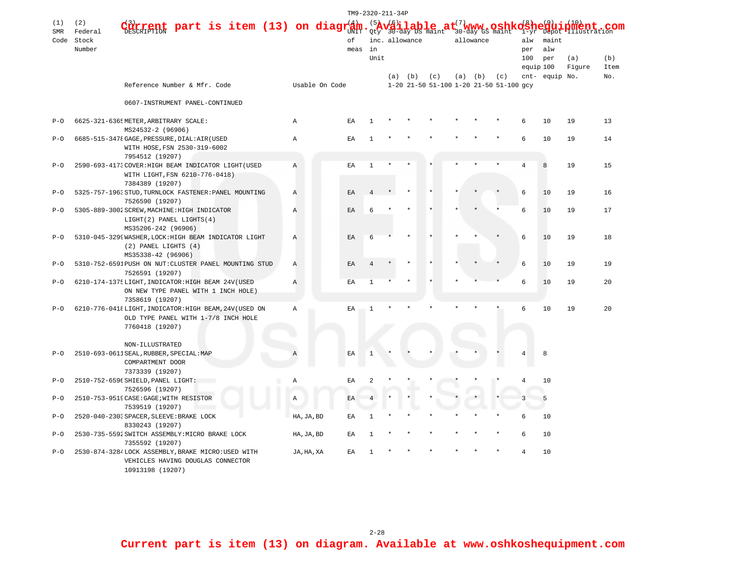Current part is item (13) on diagram. Available at www.oshkoshequipment.com

| (1) SMR Code | (2) Federal Stock Number | (3) DESCRIPTION Reference Number & Mfr. Code | Usable On Code | (4) UNIT of meas | (5) Qty inc. in Unit | (6) 30-day DS maint allowance (a) 1-20 | (b) 21-50 | (c) 51-100 | (7) 30-day GS maint allowance (a) 1-20 | (b) 21-50 | (c) 51-100 | (8) 1-yr alw per 100 equip cnt-gcy | (9) Depot maint alw per 100 equip | (10) Illustration (a) Figure No. | (b) Item No. |
|---|---|---|---|---|---|---|---|---|---|---|---|---|---|---|---|
| | | 0607-INSTRUMENT PANEL-CONTINUED | | | | | | | | | | | | | |
| P-O | 6625-321-6365 | METER,ARBITRARY SCALE: MS24532-2 (96906) | A | EA | 1 | * | * | * | * | * | * | 6 | 10 | 19 | 13 |
| P-O | 6685-515-3478 | GAGE,PRESSURE,DIAL:AIR(USED WITH HOSE,FSN 2530-319-6002 7954512 (19207) | A | EA | 1 | * | * | * | * | * | * | 6 | 10 | 19 | 14 |
| P-O | 2590-693-4173 | COVER:HIGH BEAM INDICATOR LIGHT(USED WITH LIGHT,FSN 6210-776-0418) 7384389 (19207) | A | EA | 1 | * | * | * | * | * | * | 4 | 8 | 19 | 15 |
| P-O | 5325-757-1963 | STUD,TURNLOCK FASTENER:PANEL MOUNTING 7526590 (19207) | A | EA | 4 | * | * | * | * | * | * | 6 | 10 | 19 | 16 |
| P-O | 5305-889-3002 | SCREW,MACHINE:HIGH INDICATOR LIGHT(2) PANEL LIGHTS(4) MS35206-242 (96906) | A | EA | 6 | * | * | * | * | * | * | 6 | 10 | 19 | 17 |
| P-O | 5310-045-3299 | WASHER,LOCK:HIGH BEAM INDICATOR LIGHT (2) PANEL LIGHTS (4) MS35338-42 (96906) | A | EA | 6 | * | * | * | * | * | * | 6 | 10 | 19 | 18 |
| P-O | 5310-752-6591 | PUSH ON NUT:CLUSTER PANEL MOUNTING STUD 7526591 (19207) | A | EA | 4 | * | * | * | * | * | * | 6 | 10 | 19 | 19 |
| P-O | 6210-174-1375 | LIGHT,INDICATOR:HIGH BEAM 24V(USED ON NEW TYPE PANEL WITH 1 INCH HOLE) 7358619 (19207) | A | EA | 1 | * | * | * | * | * | * | 6 | 10 | 19 | 20 |
| P-O | 6210-776-0418 | LIGHT,INDICATOR:HIGH BEAM,24V(USED ON OLD TYPE PANEL WITH 1-7/8 INCH HOLE 7760418 (19207) | A | EA | 1 | * | * | * | * | * | * | 6 | 10 | 19 | 20 |
| | | NON-ILLUSTRATED | | | | | | | | | | | | | |
| P-O | 2510-693-0611 | SEAL,RUBBER,SPECIAL:MAP COMPARTMENT DOOR 7373339 (19207) | A | EA | 1 | * | * | * | * | * | * | 4 | 8 | | |
| P-O | 2510-752-6596 | SHIELD,PANEL LIGHT: 7526596 (19207) | A | EA | 2 | * | * | * | * | * | * | 4 | 10 | | |
| P-O | 2510-753-9519 | CASE:GAGE;WITH RESISTOR 7539519 (19207) | A | EA | 4 | * | * | * | * | * | * | 3 | 5 | | |
| P-O | 2520-040-2303 | SPACER,SLEEVE:BRAKE LOCK 8330243 (19207) | HA,JA,BD | EA | 1 | * | * | * | * | * | * | 6 | 10 | | |
| P-O | 2530-735-5592 | SWITCH ASSEMBLY:MICRO BRAKE LOCK 7355592 (19207) | HA,JA,BD | EA | 1 | * | * | * | * | * | * | 6 | 10 | | |
| P-O | 2530-874-3284 | LOCK ASSEMBLY,BRAKE MICRO:USED WITH VEHICLES HAVING DOUGLAS CONNECTOR 10913198 (19207) | JA,HA,XA | EA | 1 | * | * | * | * | * | * | 4 | 10 | | |

Current part is item (13) on diagram. Available at www.oshkoshequipment.com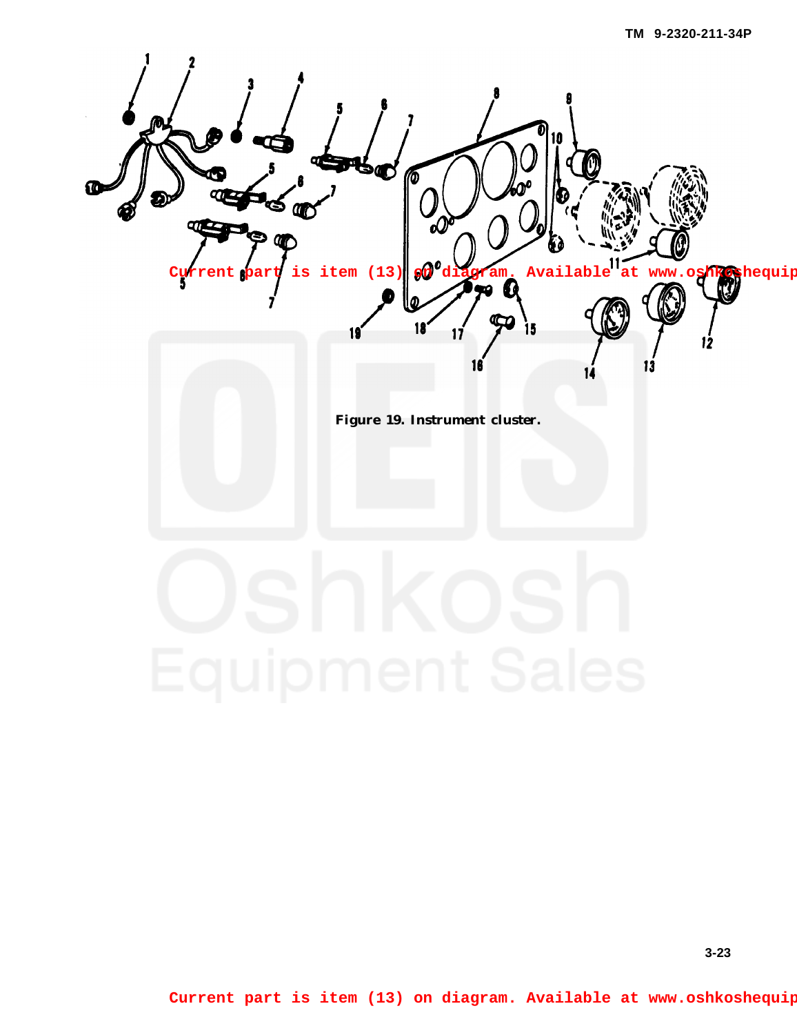Current part is item (13) on diagram. Available at www.oshkoshequip

Figure 19. Instrument cluster.

Current part is item (13) on diagram. Available at www.oshkoshequip